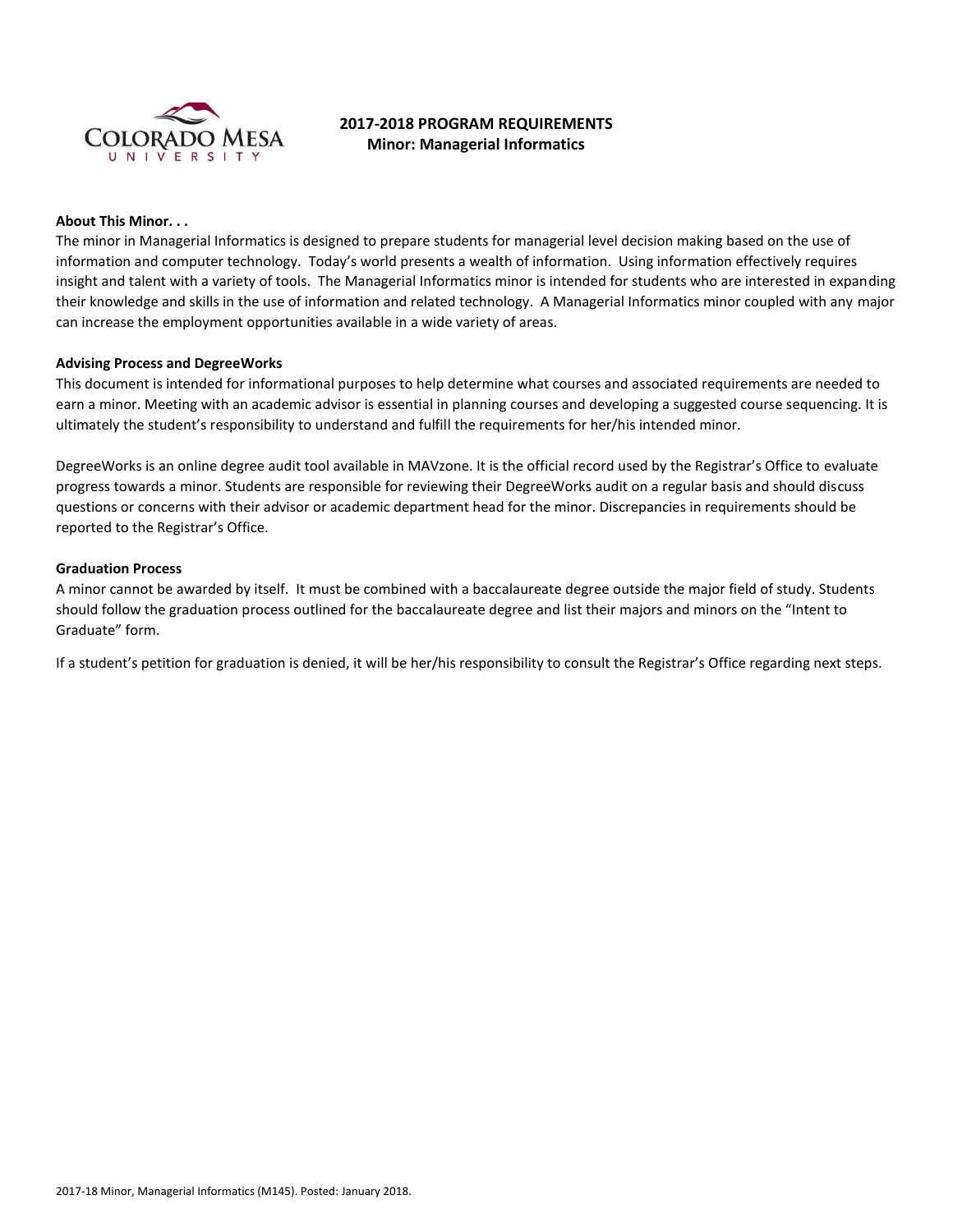# 2017-2018 PROGRAM REQUIREMENTS
## Minor: Managerial Informatics

**About This Minor. . .**

The minor in Managerial Informatics is designed to prepare students for managerial level decision making based on the use of information and computer technology. Today's world presents a wealth of information. Using information effectively requires insight and talent with a variety of tools. The Managerial Informatics minor is intended for students who are interested in expanding their knowledge and skills in the use of information and related technology. A Managerial Informatics minor coupled with any major can increase the employment opportunities available in a wide variety of areas.

**Advising Process and DegreeWorks**

This document is intended for informational purposes to help determine what courses and associated requirements are needed to earn a minor. Meeting with an academic advisor is essential in planning courses and developing a suggested course sequencing. It is ultimately the student's responsibility to understand and fulfill the requirements for her/his intended minor.

DegreeWorks is an online degree audit tool available in MAVzone. It is the official record used by the Registrar's Office to evaluate progress towards a minor. Students are responsible for reviewing their DegreeWorks audit on a regular basis and should discuss questions or concerns with their advisor or academic department head for the minor. Discrepancies in requirements should be reported to the Registrar's Office.

**Graduation Process**

A minor cannot be awarded by itself. It must be combined with a baccalaureate degree outside the major field of study. Students should follow the graduation process outlined for the baccalaureate degree and list their majors and minors on the "Intent to Graduate" form.

If a student's petition for graduation is denied, it will be her/his responsibility to consult the Registrar's Office regarding next steps.

2017-18 Minor, Managerial Informatics (M145). Posted: January 2018.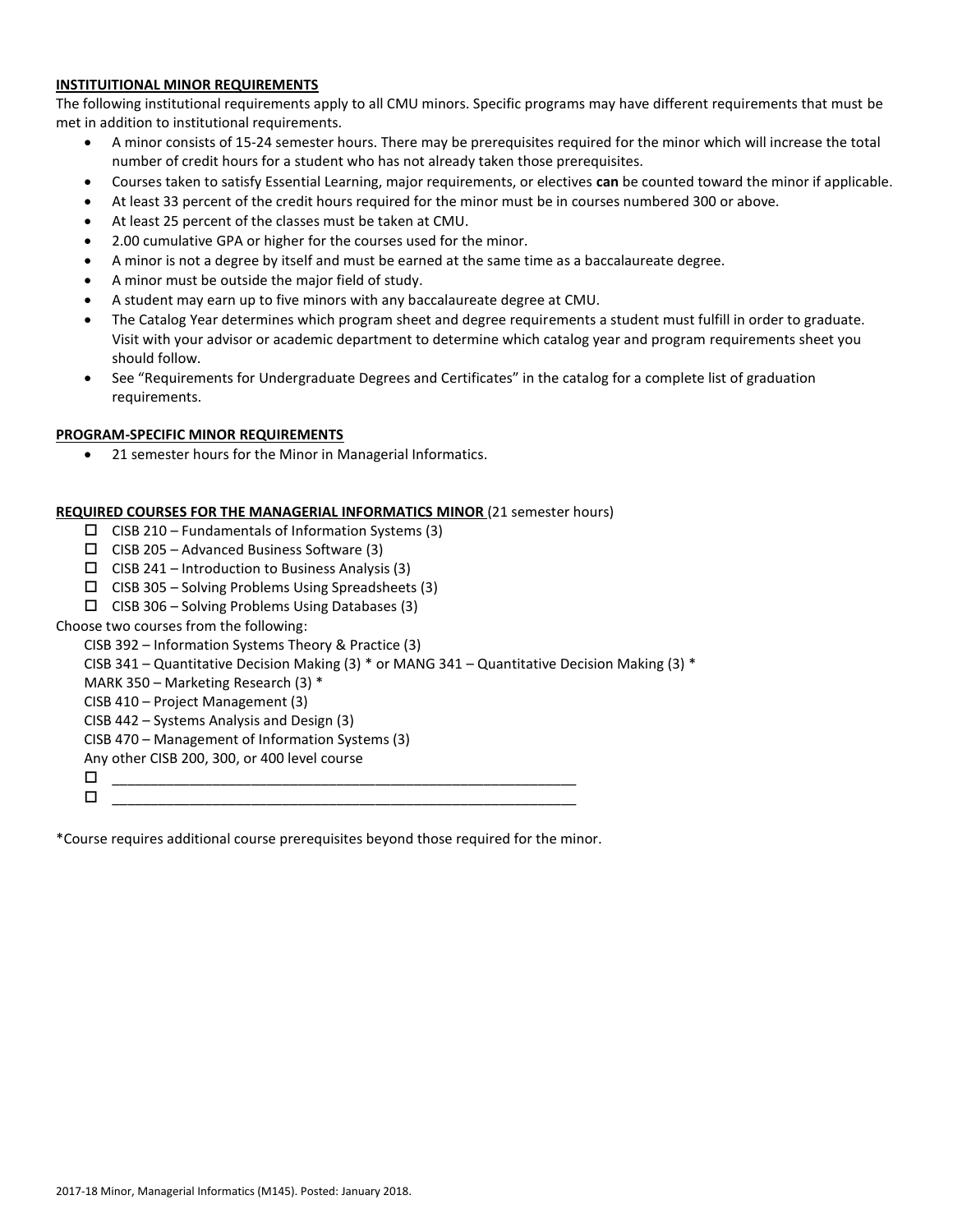**INSTITUITIONAL MINOR REQUIREMENTS**

The following institutional requirements apply to all CMU minors. Specific programs may have different requirements that must be met in addition to institutional requirements.

- A minor consists of 15-24 semester hours. There may be prerequisites required for the minor which will increase the total number of credit hours for a student who has not already taken those prerequisites.
- Courses taken to satisfy Essential Learning, major requirements, or electives **can** be counted toward the minor if applicable.
- At least 33 percent of the credit hours required for the minor must be in courses numbered 300 or above.
- At least 25 percent of the classes must be taken at CMU.
- 2.00 cumulative GPA or higher for the courses used for the minor.
- A minor is not a degree by itself and must be earned at the same time as a baccalaureate degree.
- A minor must be outside the major field of study.
- A student may earn up to five minors with any baccalaureate degree at CMU.
- The Catalog Year determines which program sheet and degree requirements a student must fulfill in order to graduate. Visit with your advisor or academic department to determine which catalog year and program requirements sheet you should follow.
- See "Requirements for Undergraduate Degrees and Certificates" in the catalog for a complete list of graduation requirements.

**PROGRAM-SPECIFIC MINOR REQUIREMENTS**

- 21 semester hours for the Minor in Managerial Informatics.

**REQUIRED COURSES FOR THE MANAGERIAL INFORMATICS MINOR** (21 semester hours)

- ☐ CISB 210 – Fundamentals of Information Systems (3)
- ☐ CISB 205 – Advanced Business Software (3)
- ☐ CISB 241 – Introduction to Business Analysis (3)
- ☐ CISB 305 – Solving Problems Using Spreadsheets (3)
- ☐ CISB 306 – Solving Problems Using Databases (3)

Choose two courses from the following:

CISB 392 – Information Systems Theory & Practice (3)
CISB 341 – Quantitative Decision Making (3) * or MANG 341 – Quantitative Decision Making (3) *
MARK 350 – Marketing Research (3) *
CISB 410 – Project Management (3)
CISB 442 – Systems Analysis and Design (3)
CISB 470 – Management of Information Systems (3)
Any other CISB 200, 300, or 400 level course

- ☐ ____________________________________________
- ☐ ____________________________________________

*Course requires additional course prerequisites beyond those required for the minor.

2017-18 Minor, Managerial Informatics (M145). Posted: January 2018.